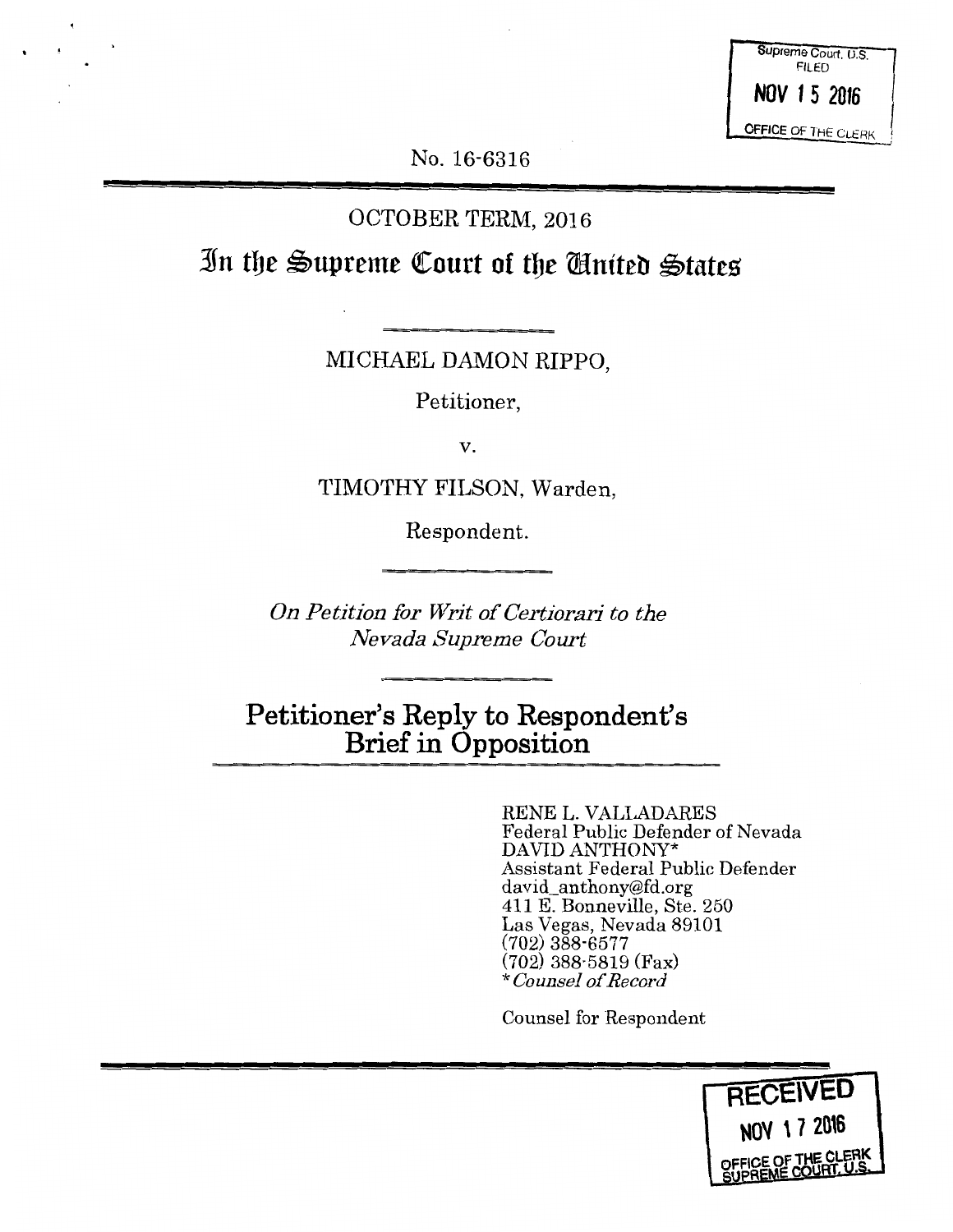Supreme Court, U.S.
FILED
NOV 15 2016
OFFICE OF THE CLERK

No. 16-6316

OCTOBER TERM, 2016

# In the Supreme Court of the United States

MICHAEL DAMON RIPPO,

Petitioner,

v.

TIMOTHY FILSON, Warden,

Respondent.

*On Petition for Writ of Certiorari to the Nevada Supreme Court*

## Petitioner's Reply to Respondent's Brief in Opposition

RENE L. VALLADARES
Federal Public Defender of Nevada
DAVID ANTHONY*
Assistant Federal Public Defender
david_anthony@fd.org
411 E. Bonneville, Ste. 250
Las Vegas, Nevada 89101
(702) 388-6577
(702) 388-5819 (Fax)
*\*Counsel of Record*

Counsel for Respondent

RECEIVED
NOV 17 2016
OFFICE OF THE CLERK
SUPREME COURT, U.S.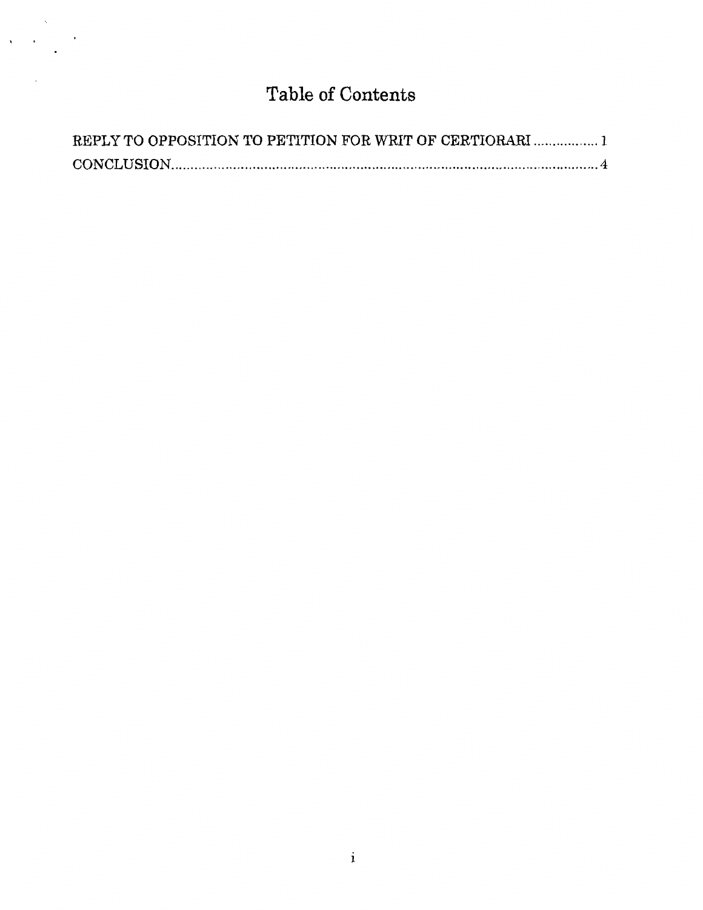# Table of Contents

REPLY TO OPPOSITION TO PETITION FOR WRIT OF CERTIORARI ................ 1

CONCLUSION.......................................................................................................... 4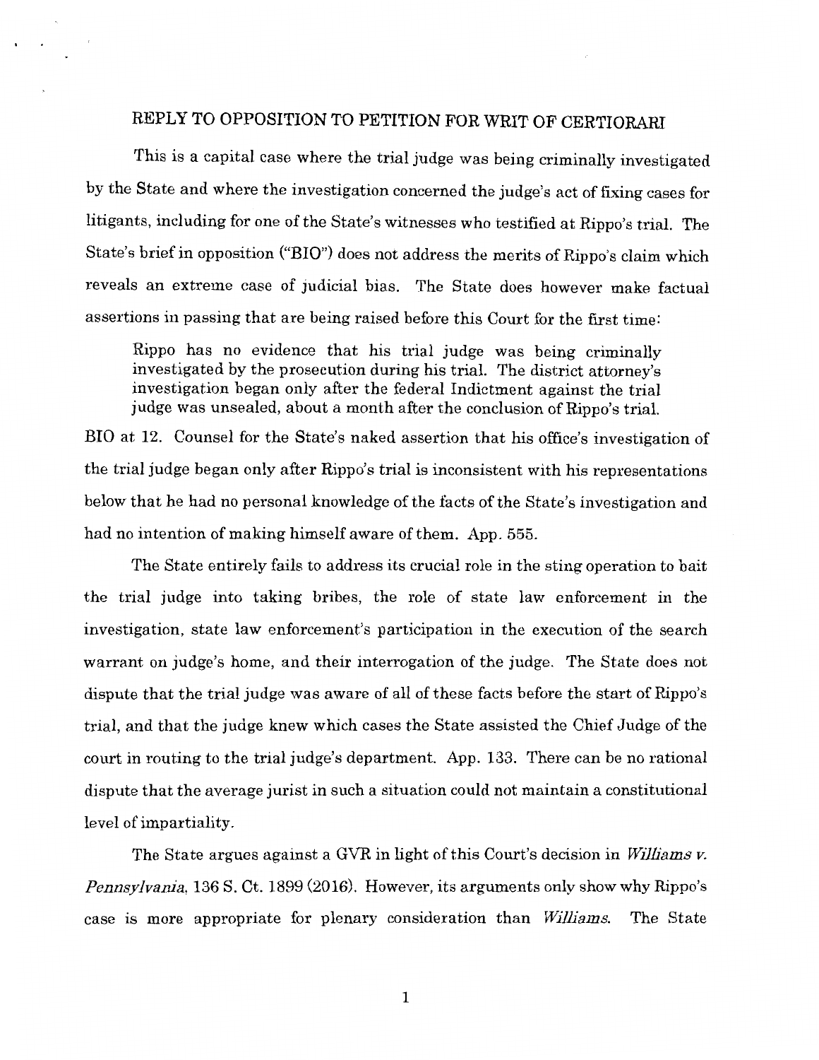## REPLY TO OPPOSITION TO PETITION FOR WRIT OF CERTIORARI

This is a capital case where the trial judge was being criminally investigated by the State and where the investigation concerned the judge's act of fixing cases for litigants, including for one of the State's witnesses who testified at Rippo's trial. The State's brief in opposition ("BIO") does not address the merits of Rippo's claim which reveals an extreme case of judicial bias. The State does however make factual assertions in passing that are being raised before this Court for the first time:

> Rippo has no evidence that his trial judge was being criminally investigated by the prosecution during his trial. The district attorney's investigation began only after the federal Indictment against the trial judge was unsealed, about a month after the conclusion of Rippo's trial.

BIO at 12. Counsel for the State's naked assertion that his office's investigation of the trial judge began only after Rippo's trial is inconsistent with his representations below that he had no personal knowledge of the facts of the State's investigation and had no intention of making himself aware of them. App. 555.

The State entirely fails to address its crucial role in the sting operation to bait the trial judge into taking bribes, the role of state law enforcement in the investigation, state law enforcement's participation in the execution of the search warrant on judge's home, and their interrogation of the judge. The State does not dispute that the trial judge was aware of all of these facts before the start of Rippo's trial, and that the judge knew which cases the State assisted the Chief Judge of the court in routing to the trial judge's department. App. 133. There can be no rational dispute that the average jurist in such a situation could not maintain a constitutional level of impartiality.

The State argues against a GVR in light of this Court's decision in *Williams v. Pennsylvania*, 136 S. Ct. 1899 (2016). However, its arguments only show why Rippo's case is more appropriate for plenary consideration than *Williams*. The State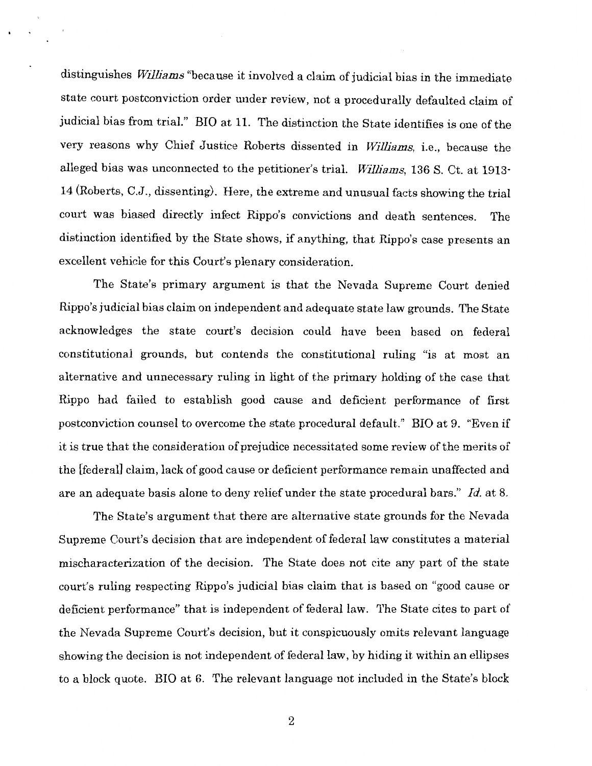distinguishes *Williams* "because it involved a claim of judicial bias in the immediate state court postconviction order under review, not a procedurally defaulted claim of judicial bias from trial." BIO at 11. The distinction the State identifies is one of the very reasons why Chief Justice Roberts dissented in *Williams*, i.e., because the alleged bias was unconnected to the petitioner's trial. *Williams*, 136 S. Ct. at 1913-14 (Roberts, C.J., dissenting). Here, the extreme and unusual facts showing the trial court was biased directly infect Rippo's convictions and death sentences. The distinction identified by the State shows, if anything, that Rippo's case presents an excellent vehicle for this Court's plenary consideration.

The State's primary argument is that the Nevada Supreme Court denied Rippo's judicial bias claim on independent and adequate state law grounds. The State acknowledges the state court's decision could have been based on federal constitutional grounds, but contends the constitutional ruling "is at most an alternative and unnecessary ruling in light of the primary holding of the case that Rippo had failed to establish good cause and deficient performance of first postconviction counsel to overcome the state procedural default." BIO at 9. "Even if it is true that the consideration of prejudice necessitated some review of the merits of the [federal] claim, lack of good cause or deficient performance remain unaffected and are an adequate basis alone to deny relief under the state procedural bars." *Id.* at 8.

The State's argument that there are alternative state grounds for the Nevada Supreme Court's decision that are independent of federal law constitutes a material mischaracterization of the decision. The State does not cite any part of the state court's ruling respecting Rippo's judicial bias claim that is based on "good cause or deficient performance" that is independent of federal law. The State cites to part of the Nevada Supreme Court's decision, but it conspicuously omits relevant language showing the decision is not independent of federal law, by hiding it within an ellipses to a block quote. BIO at 6. The relevant language not included in the State's block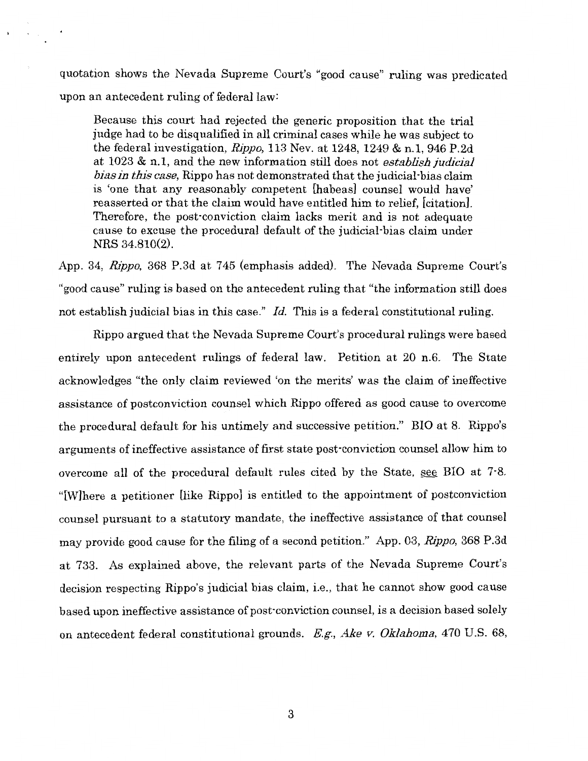quotation shows the Nevada Supreme Court's "good cause" ruling was predicated upon an antecedent ruling of federal law:

> Because this court had rejected the generic proposition that the trial judge had to be disqualified in all criminal cases while he was subject to the federal investigation, *Rippo*, 113 Nev. at 1248, 1249 & n.1, 946 P.2d at 1023 & n.1, and the new information still does not *establish judicial bias in this case*, Rippo has not demonstrated that the judicial-bias claim is 'one that any reasonably competent [habeas] counsel would have' reasserted or that the claim would have entitled him to relief, [citation]. Therefore, the post-conviction claim lacks merit and is not adequate cause to excuse the procedural default of the judicial-bias claim under NRS 34.810(2).

App. 34, *Rippo*, 368 P.3d at 745 (emphasis added). The Nevada Supreme Court's "good cause" ruling is based on the antecedent ruling that "the information still does not establish judicial bias in this case." *Id.* This is a federal constitutional ruling.

Rippo argued that the Nevada Supreme Court's procedural rulings were based entirely upon antecedent rulings of federal law. Petition at 20 n.6. The State acknowledges "the only claim reviewed 'on the merits' was the claim of ineffective assistance of postconviction counsel which Rippo offered as good cause to overcome the procedural default for his untimely and successive petition." BIO at 8. Rippo's arguments of ineffective assistance of first state post-conviction counsel allow him to overcome all of the procedural default rules cited by the State, see BIO at 7-8. "[W]here a petitioner [like Rippo] is entitled to the appointment of postconviction counsel pursuant to a statutory mandate, the ineffective assistance of that counsel may provide good cause for the filing of a second petition." App. 03, *Rippo*, 368 P.3d at 733. As explained above, the relevant parts of the Nevada Supreme Court's decision respecting Rippo's judicial bias claim, i.e., that he cannot show good cause based upon ineffective assistance of post-conviction counsel, is a decision based solely on antecedent federal constitutional grounds. *E.g.*, *Ake v. Oklahoma*, 470 U.S. 68,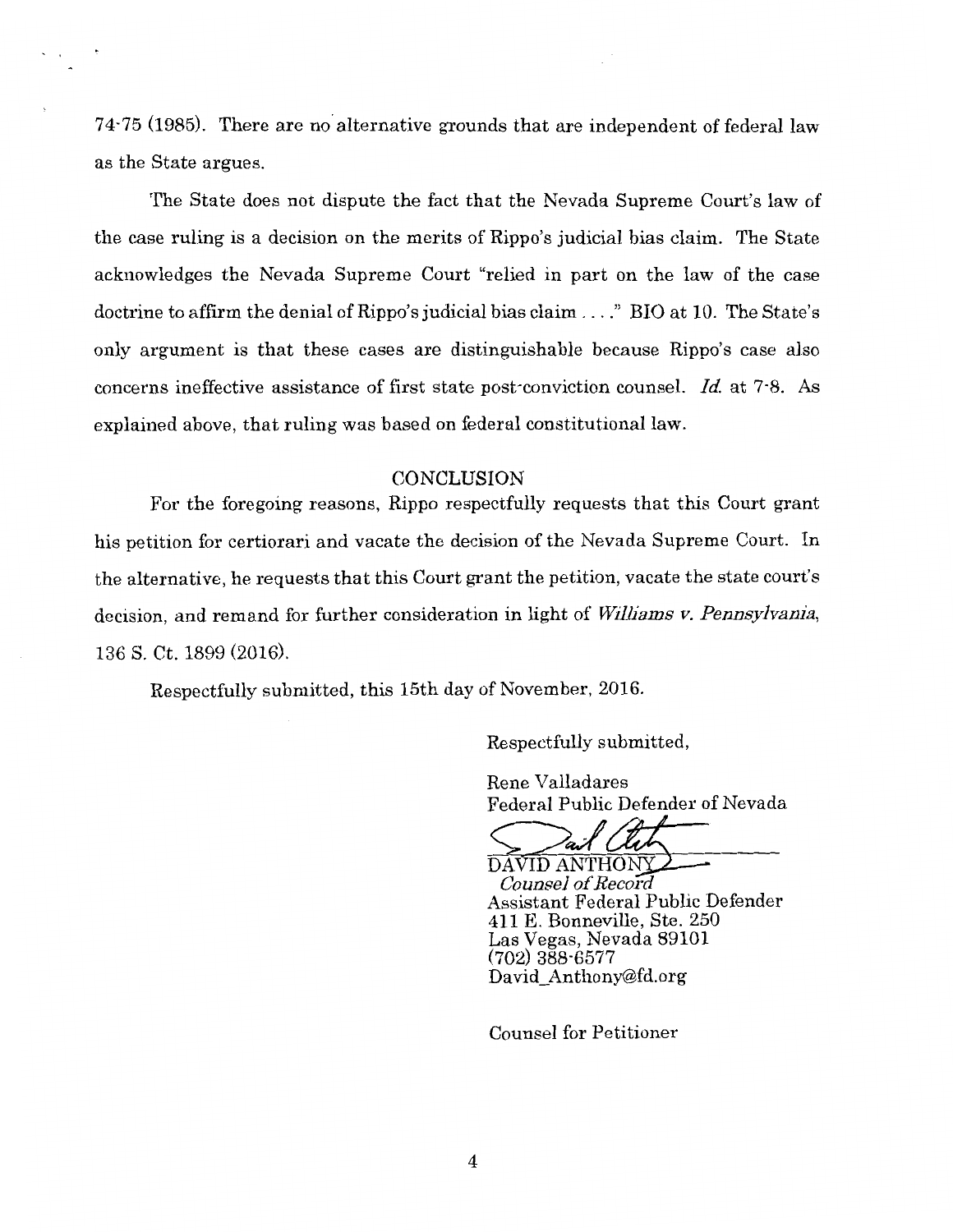74-75 (1985). There are no alternative grounds that are independent of federal law as the State argues.

The State does not dispute the fact that the Nevada Supreme Court's law of the case ruling is a decision on the merits of Rippo's judicial bias claim. The State acknowledges the Nevada Supreme Court "relied in part on the law of the case doctrine to affirm the denial of Rippo's judicial bias claim . . . ." BIO at 10. The State's only argument is that these cases are distinguishable because Rippo's case also concerns ineffective assistance of first state post-conviction counsel. *Id.* at 7-8. As explained above, that ruling was based on federal constitutional law.

## CONCLUSION

For the foregoing reasons, Rippo respectfully requests that this Court grant his petition for certiorari and vacate the decision of the Nevada Supreme Court. In the alternative, he requests that this Court grant the petition, vacate the state court's decision, and remand for further consideration in light of *Williams v. Pennsylvania*, 136 S. Ct. 1899 (2016).

Respectfully submitted, this 15th day of November, 2016.

Respectfully submitted,

Rene Valladares
Federal Public Defender of Nevada

DAVID ANTHONY
*Counsel of Record*
Assistant Federal Public Defender
411 E. Bonneville, Ste. 250
Las Vegas, Nevada 89101
(702) 388-6577
David_Anthony@fd.org

Counsel for Petitioner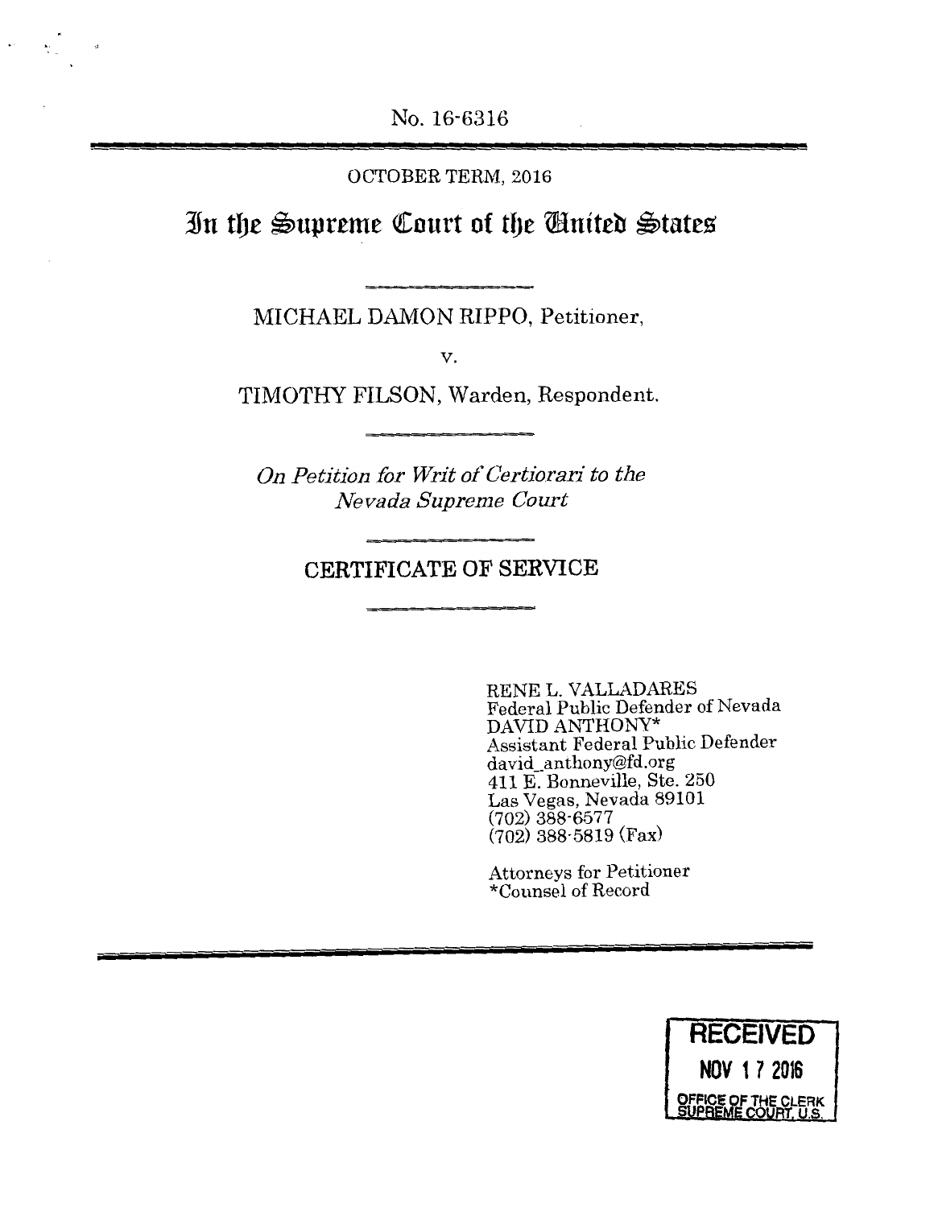No. 16-6316

---

OCTOBER TERM, 2016

# In the Supreme Court of the United States

MICHAEL DAMON RIPPO, Petitioner,

v.

TIMOTHY FILSON, Warden, Respondent.

*On Petition for Writ of Certiorari to the Nevada Supreme Court*

## CERTIFICATE OF SERVICE

RENE L. VALLADARES
Federal Public Defender of Nevada
DAVID ANTHONY*
Assistant Federal Public Defender
david_anthony@fd.org
411 E. Bonneville, Ste. 250
Las Vegas, Nevada 89101
(702) 388-6577
(702) 388-5819 (Fax)

Attorneys for Petitioner
*Counsel of Record

---

RECEIVED
NOV 17 2016
OFFICE OF THE CLERK
SUPREME COURT, U.S.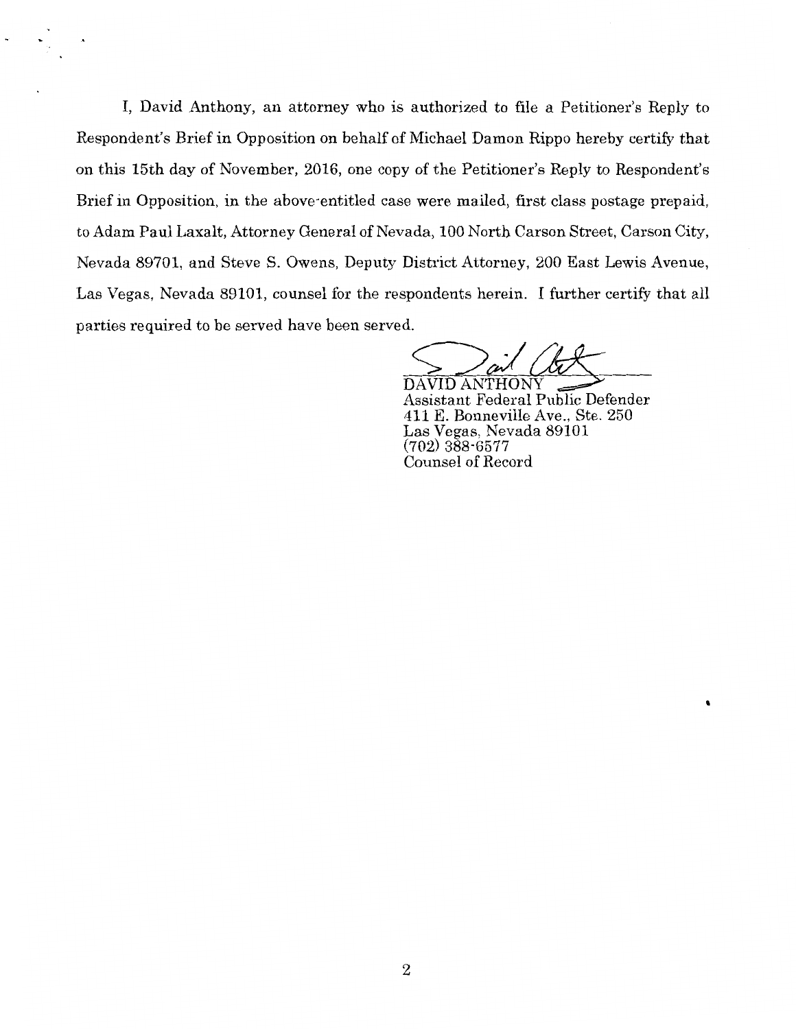I, David Anthony, an attorney who is authorized to file a Petitioner's Reply to Respondent's Brief in Opposition on behalf of Michael Damon Rippo hereby certify that on this 15th day of November, 2016, one copy of the Petitioner's Reply to Respondent's Brief in Opposition, in the above-entitled case were mailed, first class postage prepaid, to Adam Paul Laxalt, Attorney General of Nevada, 100 North Carson Street, Carson City, Nevada 89701, and Steve S. Owens, Deputy District Attorney, 200 East Lewis Avenue, Las Vegas, Nevada 89101, counsel for the respondents herein. I further certify that all parties required to be served have been served.

DAVID ANTHONY
Assistant Federal Public Defender
411 E. Bonneville Ave., Ste. 250
Las Vegas, Nevada 89101
(702) 388-6577
Counsel of Record